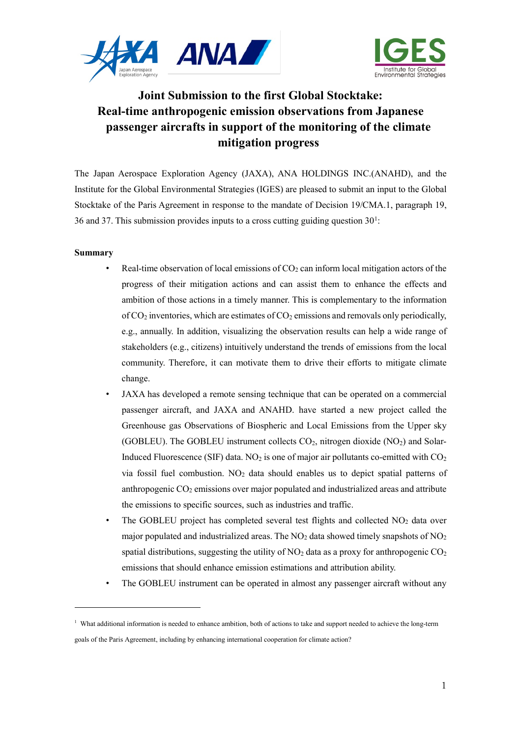# Joint Submission to the first Global Stocktake: Real-time anthropogenic emission observations from Japanese passenger aircrafts in support of the monitoring of the climate mitigation progress

The Japan Aerospace Exploration Agency (JAXA), ANA HOLDINGS INC.(ANAHD), and the Institute for the Global Environmental Strategies (IGES) are pleased to submit an input to the Global Stocktake of the Paris Agreement in response to the mandate of Decision 19/CMA.1, paragraph 19, 36 and 37. This submission provides inputs to a cross cutting guiding question 30[1]:

**Summary**

- Real-time observation of local emissions of $CO_2$ can inform local mitigation actors of the progress of their mitigation actions and can assist them to enhance the effects and ambition of those actions in a timely manner. This is complementary to the information of $CO_2$ inventories, which are estimates of $CO_2$ emissions and removals only periodically, e.g., annually. In addition, visualizing the observation results can help a wide range of stakeholders (e.g., citizens) intuitively understand the trends of emissions from the local community. Therefore, it can motivate them to drive their efforts to mitigate climate change.
- JAXA has developed a remote sensing technique that can be operated on a commercial passenger aircraft, and JAXA and ANAHD. have started a new project called the Greenhouse gas Observations of Biospheric and Local Emissions from the Upper sky (GOBLEU). The GOBLEU instrument collects $CO_2$, nitrogen dioxide ($NO_2$) and Solar-Induced Fluorescence (SIF) data. $NO_2$ is one of major air pollutants co-emitted with $CO_2$ via fossil fuel combustion. $NO_2$ data should enables us to depict spatial patterns of anthropogenic $CO_2$ emissions over major populated and industrialized areas and attribute the emissions to specific sources, such as industries and traffic.
- The GOBLEU project has completed several test flights and collected $NO_2$ data over major populated and industrialized areas. The $NO_2$ data showed timely snapshots of $NO_2$ spatial distributions, suggesting the utility of $NO_2$ data as a proxy for anthropogenic $CO_2$ emissions that should enhance emission estimations and attribution ability.
- The GOBLEU instrument can be operated in almost any passenger aircraft without any

[1] What additional information is needed to enhance ambition, both of actions to take and support needed to achieve the long-term goals of the Paris Agreement, including by enhancing international cooperation for climate action?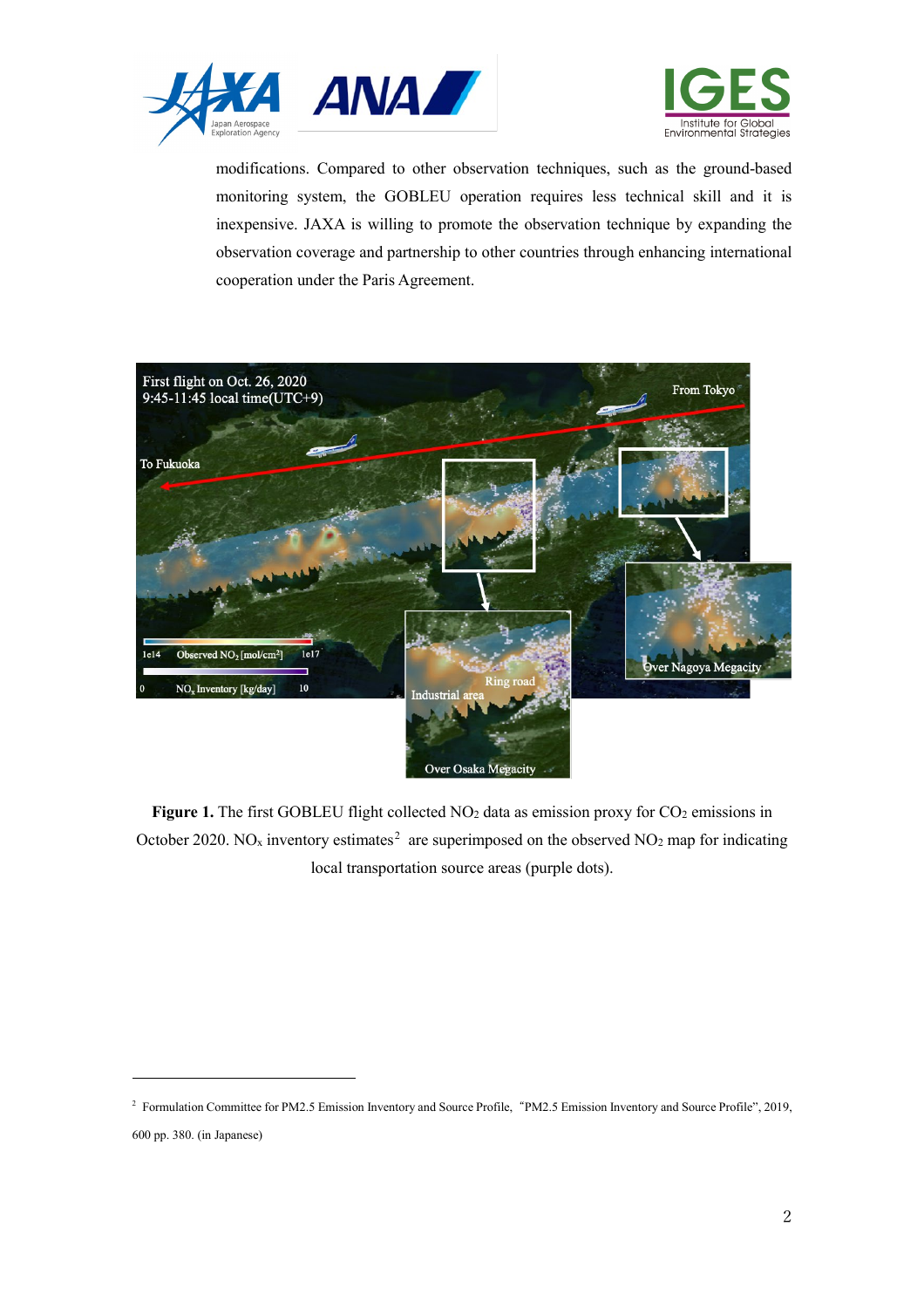modifications. Compared to other observation techniques, such as the ground-based monitoring system, the GOBLEU operation requires less technical skill and it is inexpensive. JAXA is willing to promote the observation technique by expanding the observation coverage and partnership to other countries through enhancing international cooperation under the Paris Agreement.

**Figure 1.** The first GOBLEU flight collected $NO_2$ data as emission proxy for $CO_2$ emissions in October 2020. $NO_x$ inventory estimates[2] are superimposed on the observed $NO_2$ map for indicating local transportation source areas (purple dots).

---

[2] Formulation Committee for PM2.5 Emission Inventory and Source Profile, "PM2.5 Emission Inventory and Source Profile", 2019, 600 pp. 380. (in Japanese)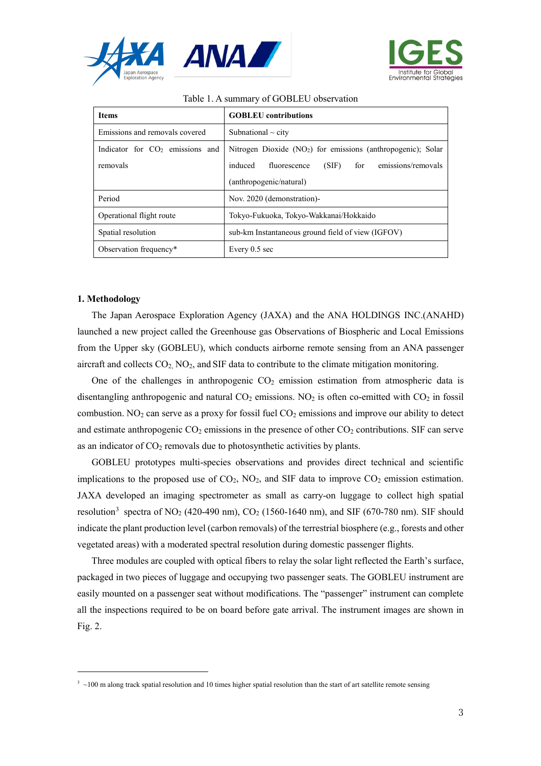Table 1. A summary of GOBLEU observation

| Items | GOBLEU contributions |
|---|---|
| Emissions and removals covered | Subnational ~ city |
| Indicator for $CO_2$ emissions and removals | Nitrogen Dioxide ($NO_2$) for emissions (anthropogenic); Solar induced fluorescence (SIF) for emissions/removals (anthropogenic/natural) |
| Period | Nov. 2020 (demonstration)- |
| Operational flight route | Tokyo-Fukuoka, Tokyo-Wakkanai/Hokkaido |
| Spatial resolution | sub-km Instantaneous ground field of view (IGFOV) |
| Observation frequency* | Every 0.5 sec |

## 1. Methodology

The Japan Aerospace Exploration Agency (JAXA) and the ANA HOLDINGS INC.(ANAHD) launched a new project called the Greenhouse gas Observations of Biospheric and Local Emissions from the Upper sky (GOBLEU), which conducts airborne remote sensing from an ANA passenger aircraft and collects $CO_2$, $NO_2$, and SIF data to contribute to the climate mitigation monitoring.

One of the challenges in anthropogenic $CO_2$ emission estimation from atmospheric data is disentangling anthropogenic and natural $CO_2$ emissions. $NO_2$ is often co-emitted with $CO_2$ in fossil combustion. $NO_2$ can serve as a proxy for fossil fuel $CO_2$ emissions and improve our ability to detect and estimate anthropogenic $CO_2$ emissions in the presence of other $CO_2$ contributions. SIF can serve as an indicator of $CO_2$ removals due to photosynthetic activities by plants.

GOBLEU prototypes multi-species observations and provides direct technical and scientific implications to the proposed use of $CO_2$, $NO_2$, and SIF data to improve $CO_2$ emission estimation. JAXA developed an imaging spectrometer as small as carry-on luggage to collect high spatial resolution[3] spectra of $NO_2$ (420-490 nm), $CO_2$ (1560-1640 nm), and SIF (670-780 nm). SIF should indicate the plant production level (carbon removals) of the terrestrial biosphere (e.g., forests and other vegetated areas) with a moderated spectral resolution during domestic passenger flights.

Three modules are coupled with optical fibers to relay the solar light reflected the Earth's surface, packaged in two pieces of luggage and occupying two passenger seats. The GOBLEU instrument are easily mounted on a passenger seat without modifications. The "passenger" instrument can complete all the inspections required to be on board before gate arrival. The instrument images are shown in Fig. 2.

[3] ~100 m along track spatial resolution and 10 times higher spatial resolution than the start of art satellite remote sensing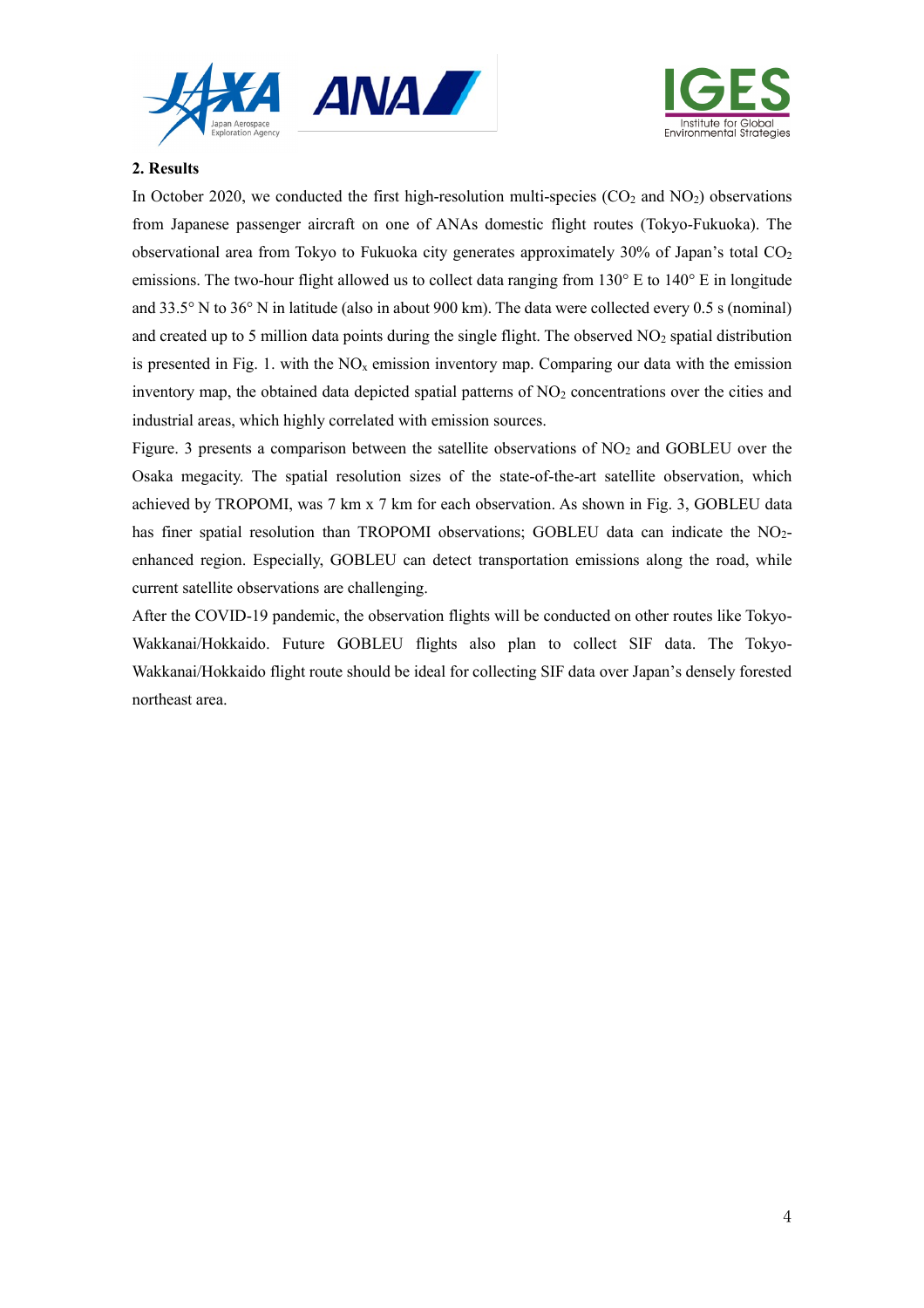## 2. Results

In October 2020, we conducted the first high-resolution multi-species ($CO_2$ and $NO_2$) observations from Japanese passenger aircraft on one of ANAs domestic flight routes (Tokyo-Fukuoka). The observational area from Tokyo to Fukuoka city generates approximately 30% of Japan's total $CO_2$ emissions. The two-hour flight allowed us to collect data ranging from 130° E to 140° E in longitude and 33.5° N to 36° N in latitude (also in about 900 km). The data were collected every 0.5 s (nominal) and created up to 5 million data points during the single flight. The observed $NO_2$ spatial distribution is presented in Fig. 1. with the $NO_x$ emission inventory map. Comparing our data with the emission inventory map, the obtained data depicted spatial patterns of $NO_2$ concentrations over the cities and industrial areas, which highly correlated with emission sources.

Figure. 3 presents a comparison between the satellite observations of $NO_2$ and GOBLEU over the Osaka megacity. The spatial resolution sizes of the state-of-the-art satellite observation, which achieved by TROPOMI, was 7 km x 7 km for each observation. As shown in Fig. 3, GOBLEU data has finer spatial resolution than TROPOMI observations; GOBLEU data can indicate the $NO_2$-enhanced region. Especially, GOBLEU can detect transportation emissions along the road, while current satellite observations are challenging.

After the COVID-19 pandemic, the observation flights will be conducted on other routes like Tokyo-Wakkanai/Hokkaido. Future GOBLEU flights also plan to collect SIF data. The Tokyo-Wakkanai/Hokkaido flight route should be ideal for collecting SIF data over Japan's densely forested northeast area.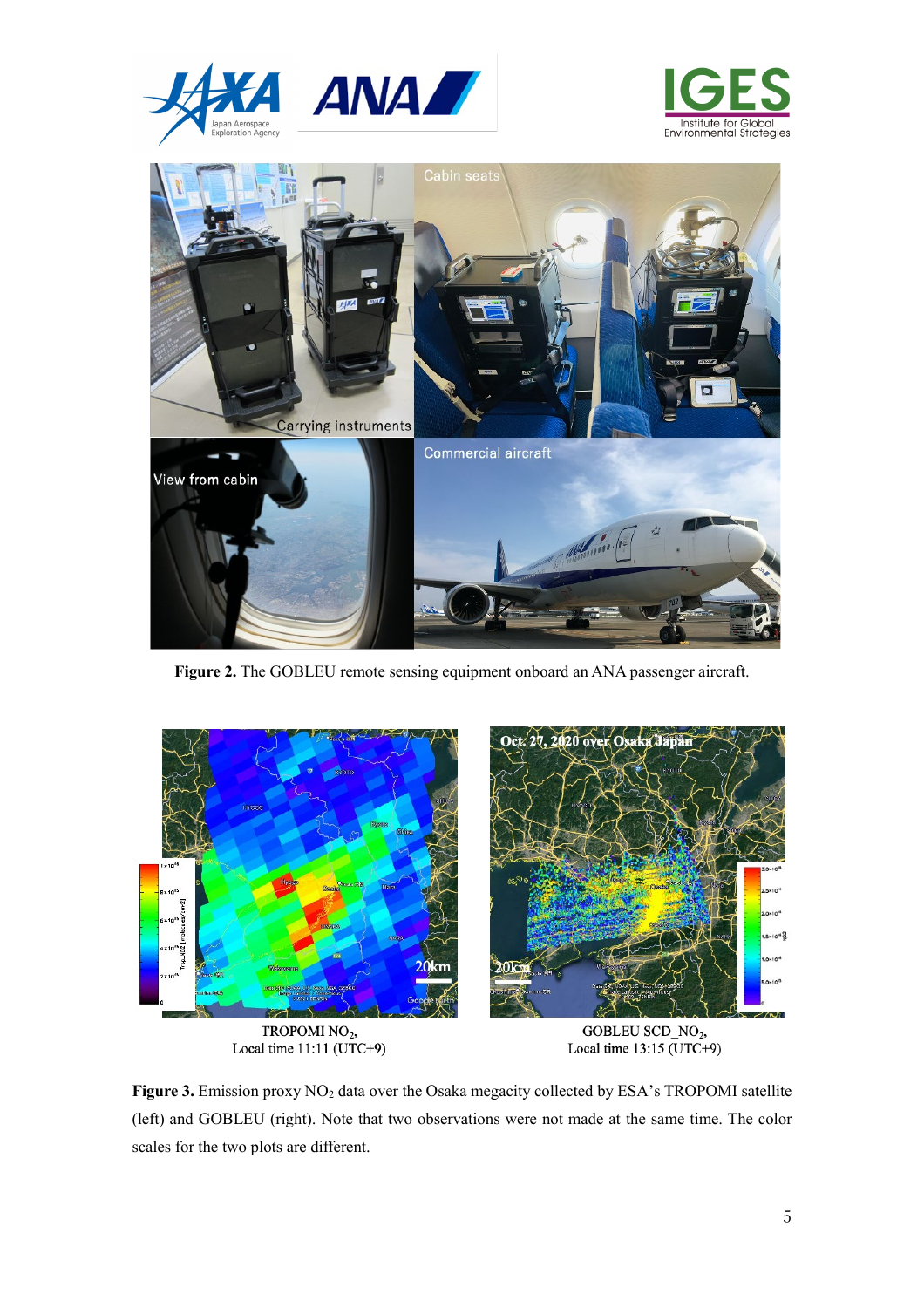**Figure 2.** The GOBLEU remote sensing equipment onboard an ANA passenger aircraft.

TROPOMI $NO_2$, Local time 11:11 (UTC+9)

GOBLEU SCD_$NO_2$, Local time 13:15 (UTC+9)

**Figure 3.** Emission proxy $NO_2$ data over the Osaka megacity collected by ESA's TROPOMI satellite (left) and GOBLEU (right). Note that two observations were not made at the same time. The color scales for the two plots are different.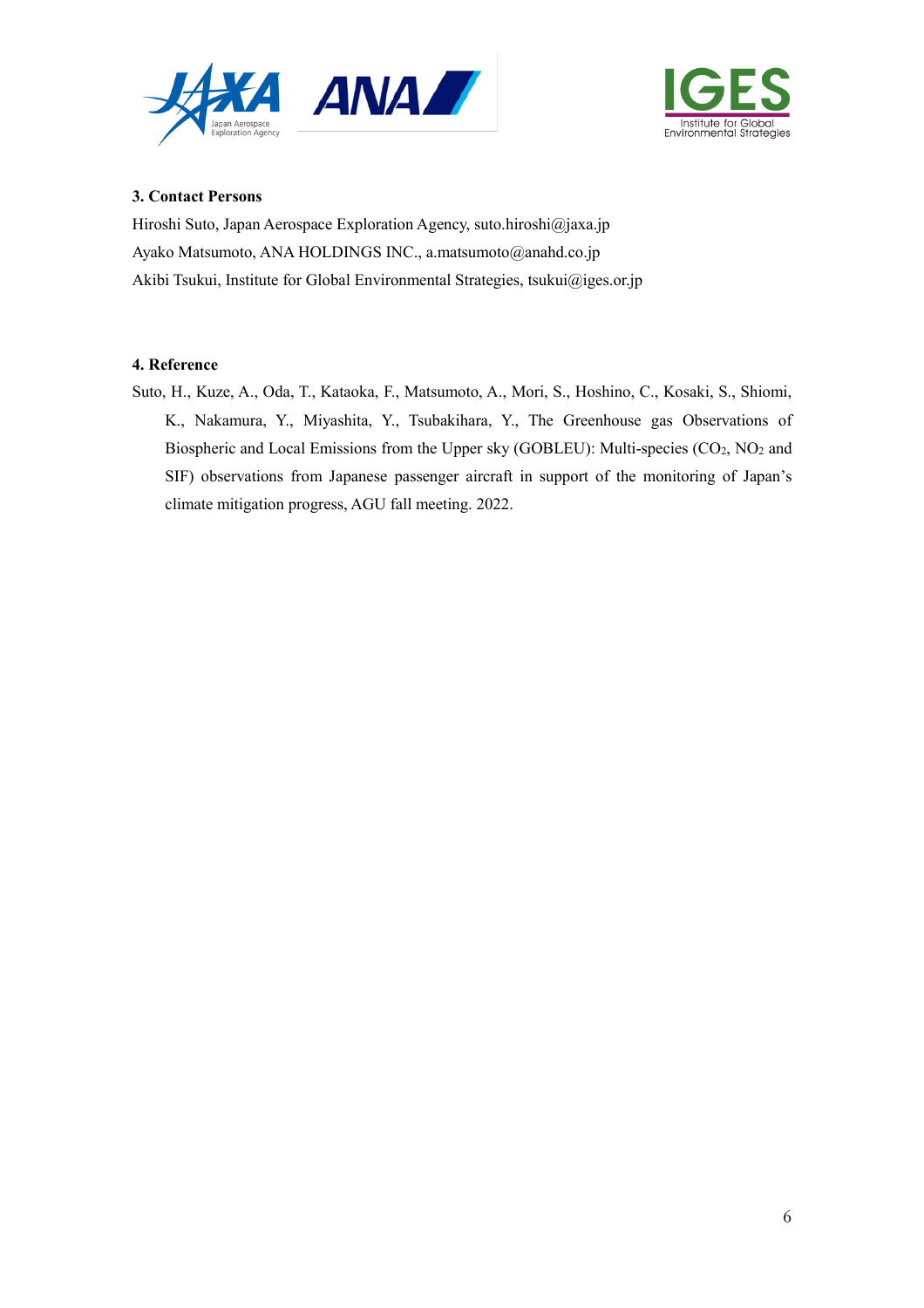### 3. Contact Persons

Hiroshi Suto, Japan Aerospace Exploration Agency, suto.hiroshi@jaxa.jp
Ayako Matsumoto, ANA HOLDINGS INC., a.matsumoto@anahd.co.jp
Akibi Tsukui, Institute for Global Environmental Strategies, tsukui@iges.or.jp

### 4. Reference

Suto, H., Kuze, A., Oda, T., Kataoka, F., Matsumoto, A., Mori, S., Hoshino, C., Kosaki, S., Shiomi, K., Nakamura, Y., Miyashita, Y., Tsubakihara, Y., The Greenhouse gas Observations of Biospheric and Local Emissions from the Upper sky (GOBLEU): Multi-species ($CO_2$, $NO_2$ and SIF) observations from Japanese passenger aircraft in support of the monitoring of Japan's climate mitigation progress, AGU fall meeting. 2022.